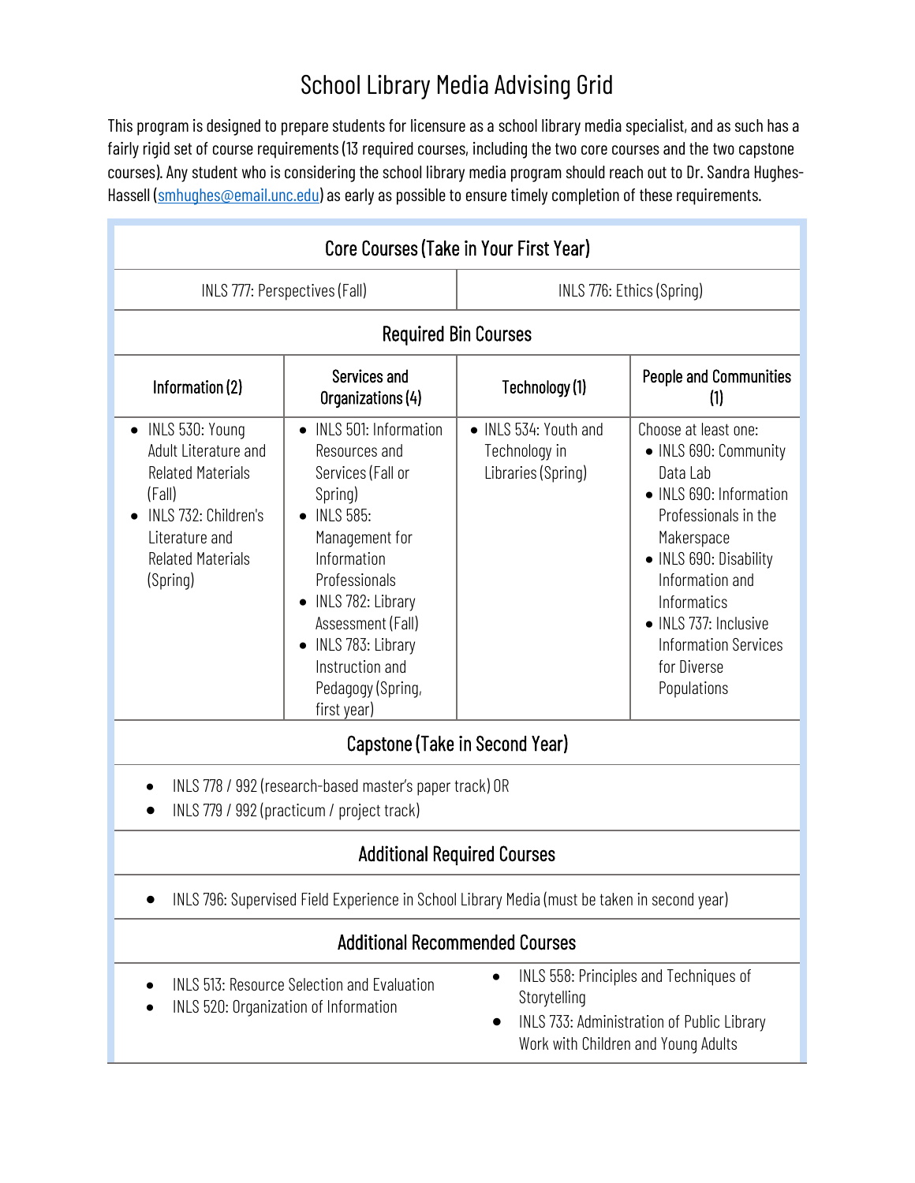# School Library Media Advising Grid

This program is designed to prepare students for licensure as a school library media specialist, and as such has a fairly rigid set of course requirements (13 required courses, including the two core courses and the two capstone courses). Any student who is considering the school library media program should reach out to Dr. Sandra Hughes-Hassell (smhughes@email.unc.edu) as early as possible to ensure timely completion of these requirements.

## Core Courses (Take in Your First Year)

| INLS 777: Perspectives (Fall) | INLS 776: Ethics (Spring) |
|---|---|

## Required Bin Courses

| Information (2) | Services and Organizations (4) | Technology (1) | People and Communities (1) |
|---|---|---|---|
| • INLS 530: Young Adult Literature and Related Materials (Fall)<br>• INLS 732: Children's Literature and Related Materials (Spring) | • INLS 501: Information Resources and Services (Fall or Spring)<br>• INLS 585: Management for Information Professionals<br>• INLS 782: Library Assessment (Fall)<br>• INLS 783: Library Instruction and Pedagogy (Spring, first year) | • INLS 534: Youth and Technology in Libraries (Spring) | Choose at least one:<br>• INLS 690: Community Data Lab<br>• INLS 690: Information Professionals in the Makerspace<br>• INLS 690: Disability Information and Informatics<br>• INLS 737: Inclusive Information Services for Diverse Populations |

## Capstone (Take in Second Year)

- INLS 778 / 992 (research-based master's paper track) OR
- INLS 779 / 992 (practicum / project track)

## Additional Required Courses

- INLS 796: Supervised Field Experience in School Library Media (must be taken in second year)

## Additional Recommended Courses

- INLS 513: Resource Selection and Evaluation
- INLS 520: Organization of Information
- INLS 558: Principles and Techniques of Storytelling
- INLS 733: Administration of Public Library Work with Children and Young Adults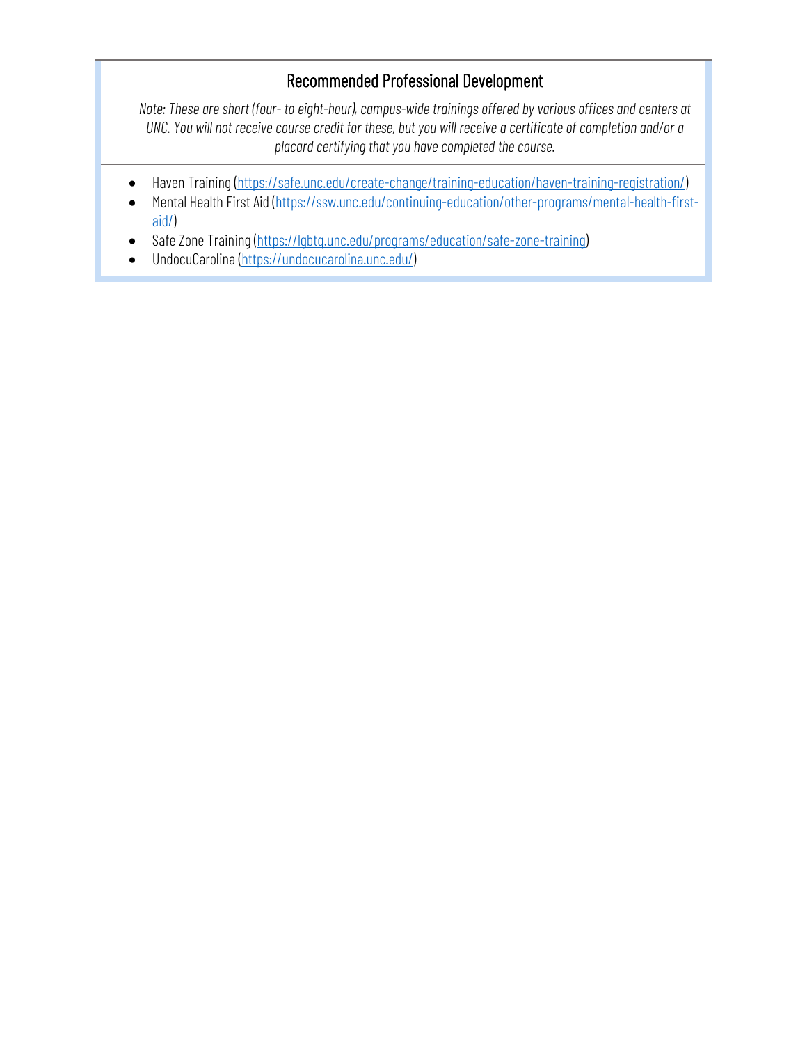## Recommended Professional Development

*Note: These are short (four- to eight-hour), campus-wide trainings offered by various offices and centers at UNC. You will not receive course credit for these, but you will receive a certificate of completion and/or a placard certifying that you have completed the course.*

- Haven Training (https://safe.unc.edu/create-change/training-education/haven-training-registration/)
- Mental Health First Aid (https://ssw.unc.edu/continuing-education/other-programs/mental-health-first-aid/)
- Safe Zone Training (https://lgbtq.unc.edu/programs/education/safe-zone-training)
- UndocuCarolina (https://undocucarolina.unc.edu/)